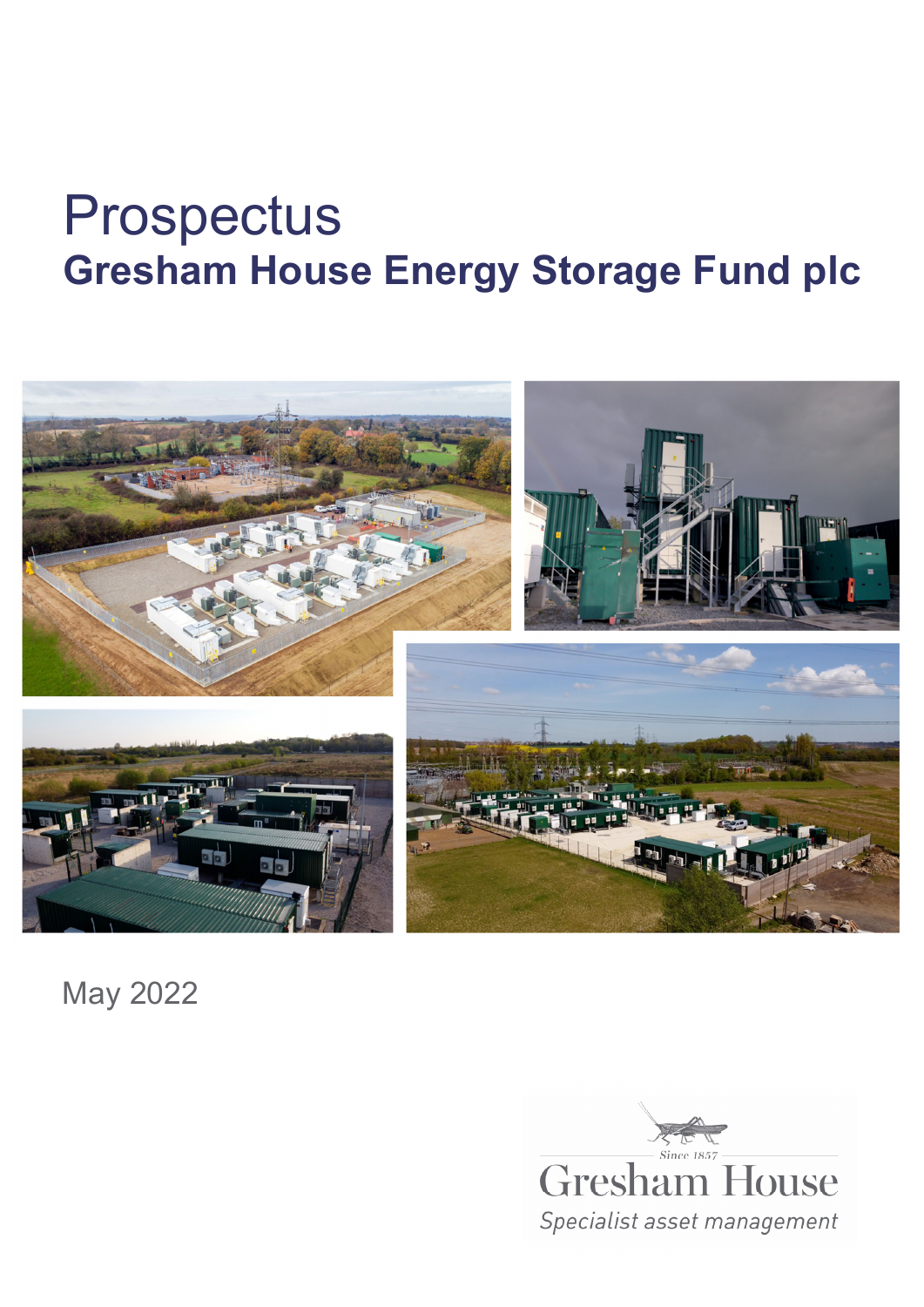# Prospectus

## Gresham House Energy Storage Fund plc

May 2022

Since 1857

Gresham House

*Specialist asset management*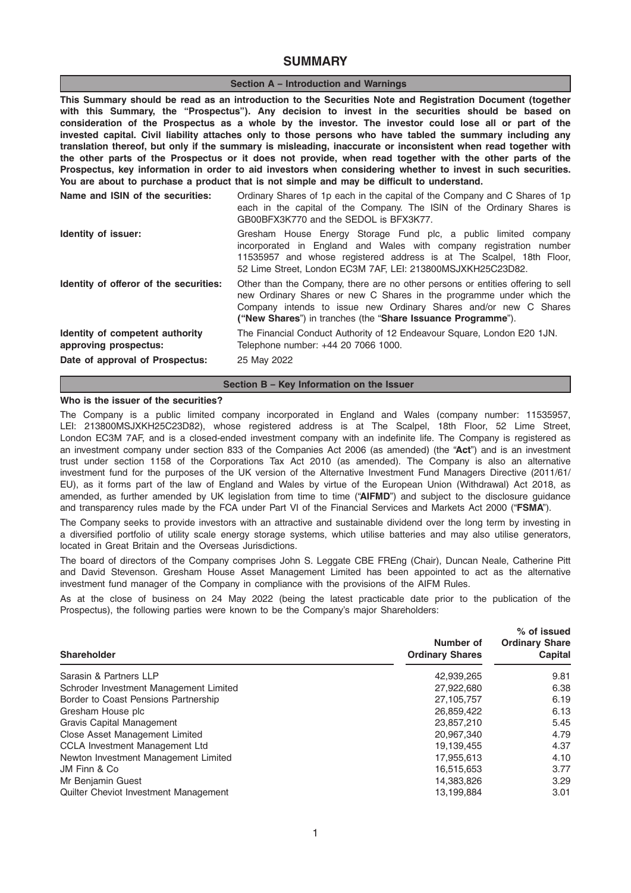# SUMMARY

## Section A – Introduction and Warnings

**This Summary should be read as an introduction to the Securities Note and Registration Document (together with this Summary, the "Prospectus"). Any decision to invest in the securities should be based on consideration of the Prospectus as a whole by the investor. The investor could lose all or part of the invested capital. Civil liability attaches only to those persons who have tabled the summary including any translation thereof, but only if the summary is misleading, inaccurate or inconsistent when read together with the other parts of the Prospectus or it does not provide, when read together with the other parts of the Prospectus, key information in order to aid investors when considering whether to invest in such securities. You are about to purchase a product that is not simple and may be difficult to understand.**

| | |
|---|---|
| **Name and ISIN of the securities:** | Ordinary Shares of 1p each in the capital of the Company and C Shares of 1p each in the capital of the Company. The ISIN of the Ordinary Shares is GB00BFX3K770 and the SEDOL is BFX3K77. |
| **Identity of issuer:** | Gresham House Energy Storage Fund plc, a public limited company incorporated in England and Wales with company registration number 11535957 and whose registered address is at The Scalpel, 18th Floor, 52 Lime Street, London EC3M 7AF, LEI: 213800MSJXKH25C23D82. |
| **Identity of offeror of the securities:** | Other than the Company, there are no other persons or entities offering to sell new Ordinary Shares or new C Shares in the programme under which the Company intends to issue new Ordinary Shares and/or new C Shares (**"New Shares"**) in tranches (the "**Share Issuance Programme**"). |
| **Identity of competent authority approving prospectus:** | The Financial Conduct Authority of 12 Endeavour Square, London E20 1JN. Telephone number: +44 20 7066 1000. |
| **Date of approval of Prospectus:** | 25 May 2022 |

## Section B – Key Information on the Issuer

**Who is the issuer of the securities?**

The Company is a public limited company incorporated in England and Wales (company number: 11535957, LEI: 213800MSJXKH25C23D82), whose registered address is at The Scalpel, 18th Floor, 52 Lime Street, London EC3M 7AF, and is a closed-ended investment company with an indefinite life. The Company is registered as an investment company under section 833 of the Companies Act 2006 (as amended) (the "**Act**") and is an investment trust under section 1158 of the Corporations Tax Act 2010 (as amended). The Company is also an alternative investment fund for the purposes of the UK version of the Alternative Investment Fund Managers Directive (2011/61/EU), as it forms part of the law of England and Wales by virtue of the European Union (Withdrawal) Act 2018, as amended, as further amended by UK legislation from time to time ("**AIFMD**") and subject to the disclosure guidance and transparency rules made by the FCA under Part VI of the Financial Services and Markets Act 2000 ("**FSMA**").

The Company seeks to provide investors with an attractive and sustainable dividend over the long term by investing in a diversified portfolio of utility scale energy storage systems, which utilise batteries and may also utilise generators, located in Great Britain and the Overseas Jurisdictions.

The board of directors of the Company comprises John S. Leggate CBE FREng (Chair), Duncan Neale, Catherine Pitt and David Stevenson. Gresham House Asset Management Limited has been appointed to act as the alternative investment fund manager of the Company in compliance with the provisions of the AIFM Rules.

As at the close of business on 24 May 2022 (being the latest practicable date prior to the publication of the Prospectus), the following parties were known to be the Company's major Shareholders:

| Shareholder | Number of Ordinary Shares | % of issued Ordinary Share Capital |
|---|---|---|
| Sarasin & Partners LLP | 42,939,265 | 9.81 |
| Schroder Investment Management Limited | 27,922,680 | 6.38 |
| Border to Coast Pensions Partnership | 27,105,757 | 6.19 |
| Gresham House plc | 26,859,422 | 6.13 |
| Gravis Capital Management | 23,857,210 | 5.45 |
| Close Asset Management Limited | 20,967,340 | 4.79 |
| CCLA Investment Management Ltd | 19,139,455 | 4.37 |
| Newton Investment Management Limited | 17,955,613 | 4.10 |
| JM Finn & Co | 16,515,653 | 3.77 |
| Mr Benjamin Guest | 14,383,826 | 3.29 |
| Quilter Cheviot Investment Management | 13,199,884 | 3.01 |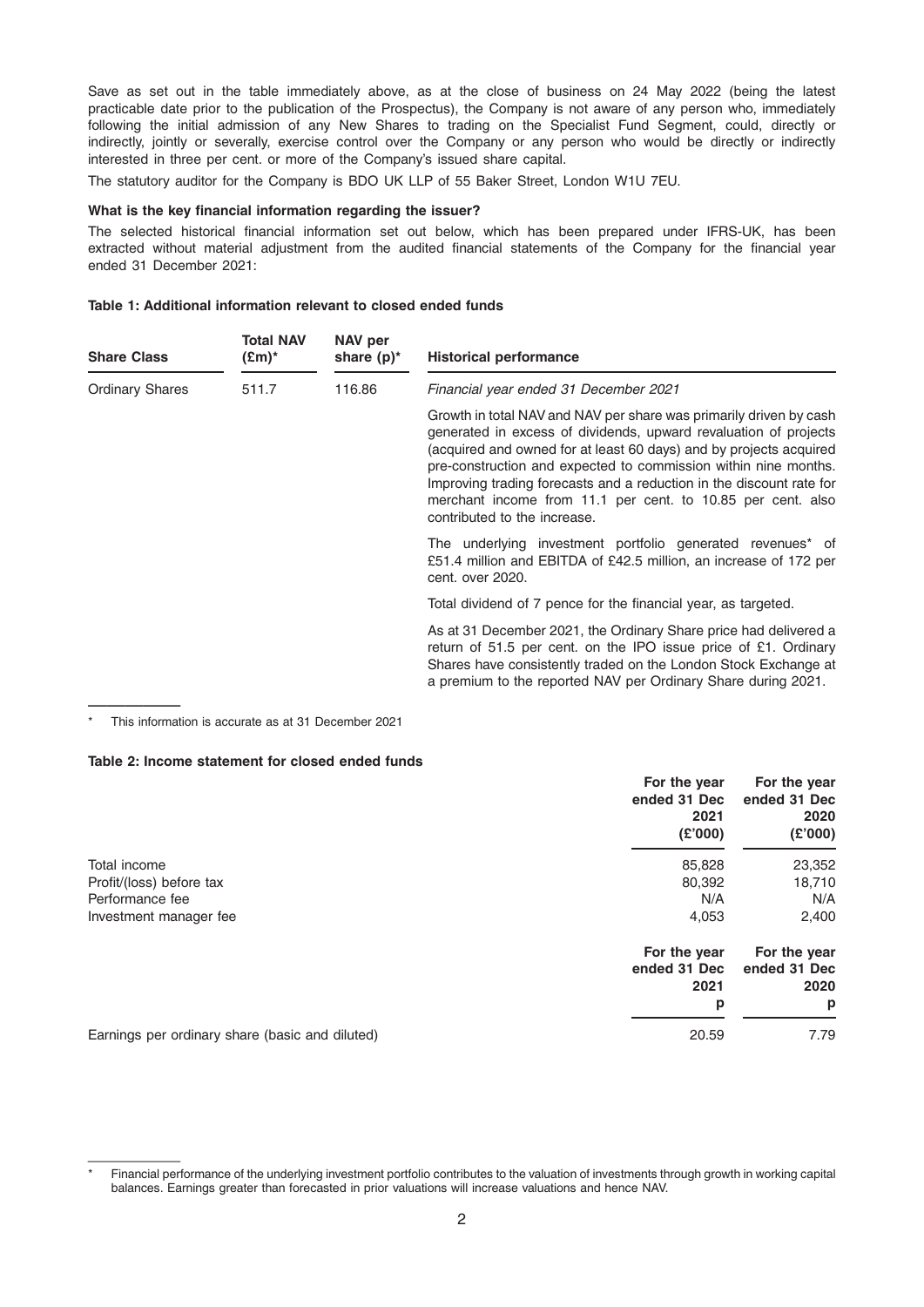Save as set out in the table immediately above, as at the close of business on 24 May 2022 (being the latest practicable date prior to the publication of the Prospectus), the Company is not aware of any person who, immediately following the initial admission of any New Shares to trading on the Specialist Fund Segment, could, directly or indirectly, jointly or severally, exercise control over the Company or any person who would be directly or indirectly interested in three per cent. or more of the Company's issued share capital.

The statutory auditor for the Company is BDO UK LLP of 55 Baker Street, London W1U 7EU.

**What is the key financial information regarding the issuer?**

The selected historical financial information set out below, which has been prepared under IFRS-UK, has been extracted without material adjustment from the audited financial statements of the Company for the financial year ended 31 December 2021:

**Table 1: Additional information relevant to closed ended funds**

| Share Class | Total NAV (£m)* | NAV per share (p)* | Historical performance |
|---|---|---|---|
| Ordinary Shares | 511.7 | 116.86 | *Financial year ended 31 December 2021* |
| | | | Growth in total NAV and NAV per share was primarily driven by cash generated in excess of dividends, upward revaluation of projects (acquired and owned for at least 60 days) and by projects acquired pre-construction and expected to commission within nine months. Improving trading forecasts and a reduction in the discount rate for merchant income from 11.1 per cent. to 10.85 per cent. also contributed to the increase. |
| | | | The underlying investment portfolio generated revenues* of £51.4 million and EBITDA of £42.5 million, an increase of 172 per cent. over 2020. |
| | | | Total dividend of 7 pence for the financial year, as targeted. |
| | | | As at 31 December 2021, the Ordinary Share price had delivered a return of 51.5 per cent. on the IPO issue price of £1. Ordinary Shares have consistently traded on the London Stock Exchange at a premium to the reported NAV per Ordinary Share during 2021. |

\* This information is accurate as at 31 December 2021

**Table 2: Income statement for closed ended funds**

| | For the year ended 31 Dec 2021 (£'000) | For the year ended 31 Dec 2020 (£'000) |
|---|---|---|
| Total income | 85,828 | 23,352 |
| Profit/(loss) before tax | 80,392 | 18,710 |
| Performance fee | N/A | N/A |
| Investment manager fee | 4,053 | 2,400 |
| | **For the year ended 31 Dec 2021 p** | **For the year ended 31 Dec 2020 p** |
| Earnings per ordinary share (basic and diluted) | 20.59 | 7.79 |

\* Financial performance of the underlying investment portfolio contributes to the valuation of investments through growth in working capital balances. Earnings greater than forecasted in prior valuations will increase valuations and hence NAV.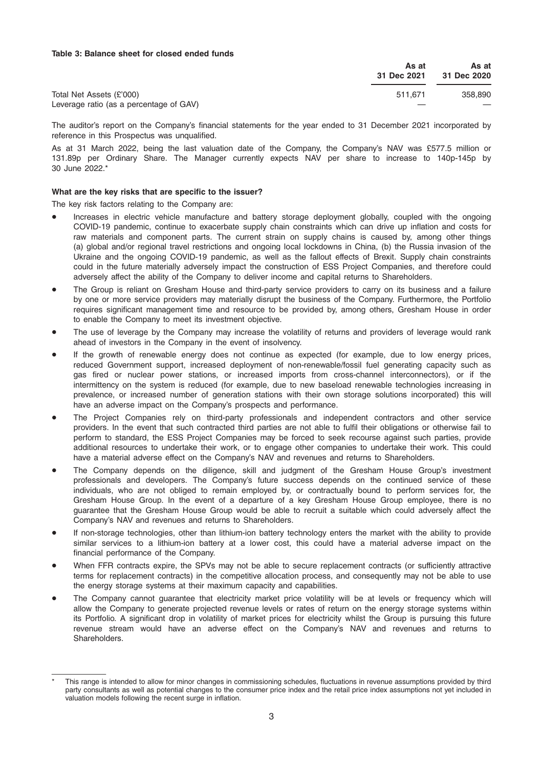**Table 3: Balance sheet for closed ended funds**

| | As at 31 Dec 2021 | As at 31 Dec 2020 |
|---|---|---|
| Total Net Assets (£'000) | 511,671 | 358,890 |
| Leverage ratio (as a percentage of GAV) | — | — |

The auditor's report on the Company's financial statements for the year ended to 31 December 2021 incorporated by reference in this Prospectus was unqualified.

As at 31 March 2022, being the last valuation date of the Company, the Company's NAV was £577.5 million or 131.89p per Ordinary Share. The Manager currently expects NAV per share to increase to 140p-145p by 30 June 2022.*

**What are the key risks that are specific to the issuer?**

The key risk factors relating to the Company are:

- Increases in electric vehicle manufacture and battery storage deployment globally, coupled with the ongoing COVID-19 pandemic, continue to exacerbate supply chain constraints which can drive up inflation and costs for raw materials and component parts. The current strain on supply chains is caused by, among other things (a) global and/or regional travel restrictions and ongoing local lockdowns in China, (b) the Russia invasion of the Ukraine and the ongoing COVID-19 pandemic, as well as the fallout effects of Brexit. Supply chain constraints could in the future materially adversely impact the construction of ESS Project Companies, and therefore could adversely affect the ability of the Company to deliver income and capital returns to Shareholders.
- The Group is reliant on Gresham House and third-party service providers to carry on its business and a failure by one or more service providers may materially disrupt the business of the Company. Furthermore, the Portfolio requires significant management time and resource to be provided by, among others, Gresham House in order to enable the Company to meet its investment objective.
- The use of leverage by the Company may increase the volatility of returns and providers of leverage would rank ahead of investors in the Company in the event of insolvency.
- If the growth of renewable energy does not continue as expected (for example, due to low energy prices, reduced Government support, increased deployment of non-renewable/fossil fuel generating capacity such as gas fired or nuclear power stations, or increased imports from cross-channel interconnectors), or if the intermittency on the system is reduced (for example, due to new baseload renewable technologies increasing in prevalence, or increased number of generation stations with their own storage solutions incorporated) this will have an adverse impact on the Company's prospects and performance.
- The Project Companies rely on third-party professionals and independent contractors and other service providers. In the event that such contracted third parties are not able to fulfil their obligations or otherwise fail to perform to standard, the ESS Project Companies may be forced to seek recourse against such parties, provide additional resources to undertake their work, or to engage other companies to undertake their work. This could have a material adverse effect on the Company's NAV and revenues and returns to Shareholders.
- The Company depends on the diligence, skill and judgment of the Gresham House Group's investment professionals and developers. The Company's future success depends on the continued service of these individuals, who are not obliged to remain employed by, or contractually bound to perform services for, the Gresham House Group. In the event of a departure of a key Gresham House Group employee, there is no guarantee that the Gresham House Group would be able to recruit a suitable which could adversely affect the Company's NAV and revenues and returns to Shareholders.
- If non-storage technologies, other than lithium-ion battery technology enters the market with the ability to provide similar services to a lithium-ion battery at a lower cost, this could have a material adverse impact on the financial performance of the Company.
- When FFR contracts expire, the SPVs may not be able to secure replacement contracts (or sufficiently attractive terms for replacement contracts) in the competitive allocation process, and consequently may not be able to use the energy storage systems at their maximum capacity and capabilities.
- The Company cannot guarantee that electricity market price volatility will be at levels or frequency which will allow the Company to generate projected revenue levels or rates of return on the energy storage systems within its Portfolio. A significant drop in volatility of market prices for electricity whilst the Group is pursuing this future revenue stream would have an adverse effect on the Company's NAV and revenues and returns to Shareholders.

---

* This range is intended to allow for minor changes in commissioning schedules, fluctuations in revenue assumptions provided by third party consultants as well as potential changes to the consumer price index and the retail price index assumptions not yet included in valuation models following the recent surge in inflation.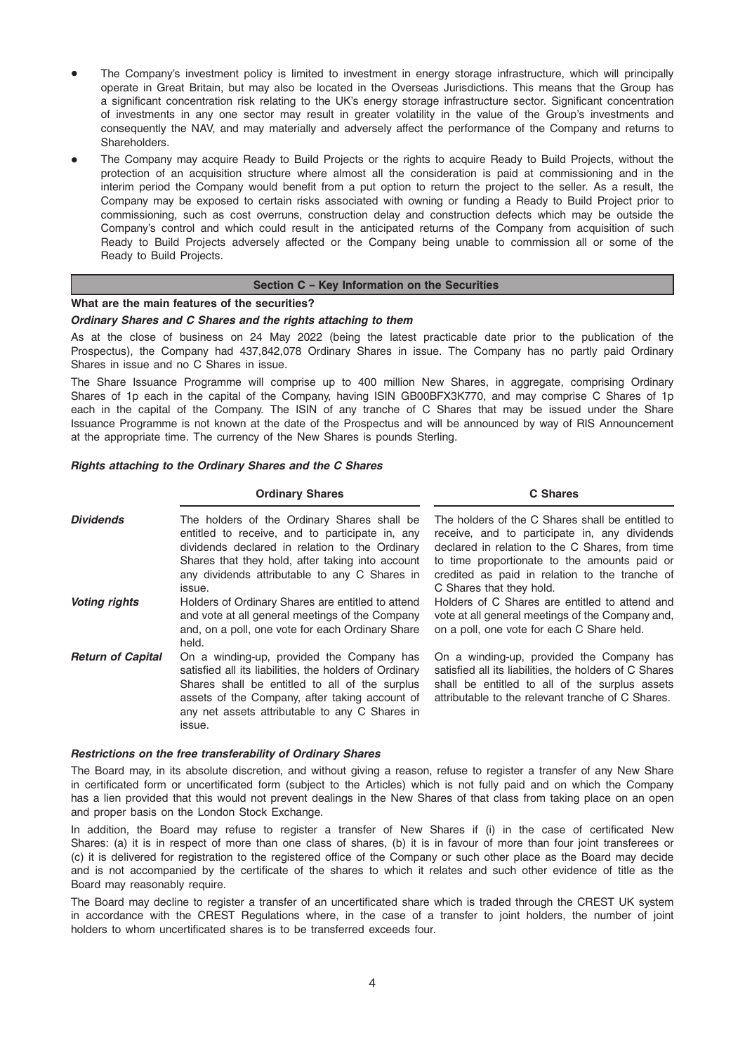- The Company's investment policy is limited to investment in energy storage infrastructure, which will principally operate in Great Britain, but may also be located in the Overseas Jurisdictions. This means that the Group has a significant concentration risk relating to the UK's energy storage infrastructure sector. Significant concentration of investments in any one sector may result in greater volatility in the value of the Group's investments and consequently the NAV, and may materially and adversely affect the performance of the Company and returns to Shareholders.
- The Company may acquire Ready to Build Projects or the rights to acquire Ready to Build Projects, without the protection of an acquisition structure where almost all the consideration is paid at commissioning and in the interim period the Company would benefit from a put option to return the project to the seller. As a result, the Company may be exposed to certain risks associated with owning or funding a Ready to Build Project prior to commissioning, such as cost overruns, construction delay and construction defects which may be outside the Company's control and which could result in the anticipated returns of the Company from acquisition of such Ready to Build Projects adversely affected or the Company being unable to commission all or some of the Ready to Build Projects.

## Section C – Key Information on the Securities

**What are the main features of the securities?**

***Ordinary Shares and C Shares and the rights attaching to them***

As at the close of business on 24 May 2022 (being the latest practicable date prior to the publication of the Prospectus), the Company had 437,842,078 Ordinary Shares in issue. The Company has no partly paid Ordinary Shares in issue and no C Shares in issue.

The Share Issuance Programme will comprise up to 400 million New Shares, in aggregate, comprising Ordinary Shares of 1p each in the capital of the Company, having ISIN GB00BFX3K770, and may comprise C Shares of 1p each in the capital of the Company. The ISIN of any tranche of C Shares that may be issued under the Share Issuance Programme is not known at the date of the Prospectus and will be announced by way of RIS Announcement at the appropriate time. The currency of the New Shares is pounds Sterling.

***Rights attaching to the Ordinary Shares and the C Shares***

| | Ordinary Shares | C Shares |
|---|---|---|
| ***Dividends*** | The holders of the Ordinary Shares shall be entitled to receive, and to participate in, any dividends declared in relation to the Ordinary Shares that they hold, after taking into account any dividends attributable to any C Shares in issue. | The holders of the C Shares shall be entitled to receive, and to participate in, any dividends declared in relation to the C Shares, from time to time proportionate to the amounts paid or credited as paid in relation to the tranche of C Shares that they hold. |
| ***Voting rights*** | Holders of Ordinary Shares are entitled to attend and vote at all general meetings of the Company and, on a poll, one vote for each Ordinary Share held. | Holders of C Shares are entitled to attend and vote at all general meetings of the Company and, on a poll, one vote for each C Share held. |
| ***Return of Capital*** | On a winding-up, provided the Company has satisfied all its liabilities, the holders of Ordinary Shares shall be entitled to all of the surplus assets of the Company, after taking account of any net assets attributable to any C Shares in issue. | On a winding-up, provided the Company has satisfied all its liabilities, the holders of C Shares shall be entitled to all of the surplus assets attributable to the relevant tranche of C Shares. |

***Restrictions on the free transferability of Ordinary Shares***

The Board may, in its absolute discretion, and without giving a reason, refuse to register a transfer of any New Share in certificated form or uncertificated form (subject to the Articles) which is not fully paid and on which the Company has a lien provided that this would not prevent dealings in the New Shares of that class from taking place on an open and proper basis on the London Stock Exchange.

In addition, the Board may refuse to register a transfer of New Shares if (i) in the case of certificated New Shares: (a) it is in respect of more than one class of shares, (b) it is in favour of more than four joint transferees or (c) it is delivered for registration to the registered office of the Company or such other place as the Board may decide and is not accompanied by the certificate of the shares to which it relates and such other evidence of title as the Board may reasonably require.

The Board may decline to register a transfer of an uncertificated share which is traded through the CREST UK system in accordance with the CREST Regulations where, in the case of a transfer to joint holders, the number of joint holders to whom uncertificated shares is to be transferred exceeds four.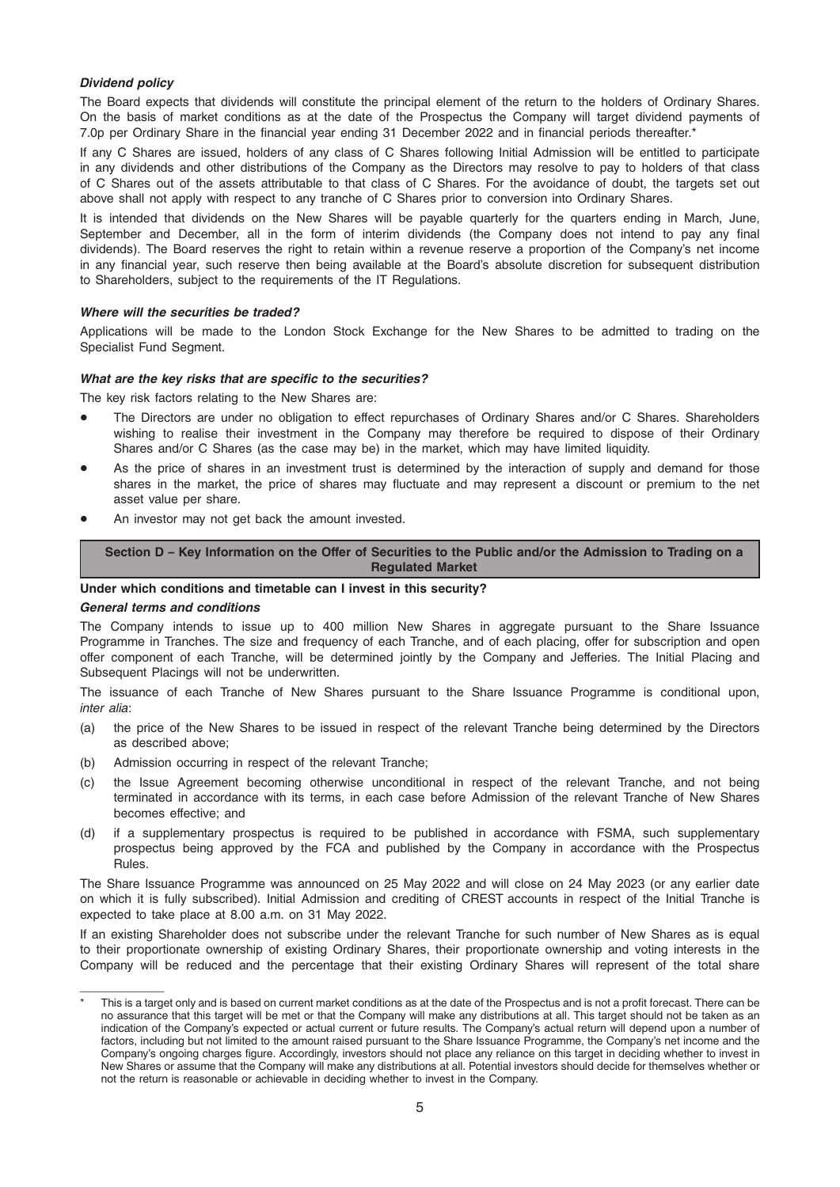***Dividend policy***

The Board expects that dividends will constitute the principal element of the return to the holders of Ordinary Shares. On the basis of market conditions as at the date of the Prospectus the Company will target dividend payments of 7.0p per Ordinary Share in the financial year ending 31 December 2022 and in financial periods thereafter.*

If any C Shares are issued, holders of any class of C Shares following Initial Admission will be entitled to participate in any dividends and other distributions of the Company as the Directors may resolve to pay to holders of that class of C Shares out of the assets attributable to that class of C Shares. For the avoidance of doubt, the targets set out above shall not apply with respect to any tranche of C Shares prior to conversion into Ordinary Shares.

It is intended that dividends on the New Shares will be payable quarterly for the quarters ending in March, June, September and December, all in the form of interim dividends (the Company does not intend to pay any final dividends). The Board reserves the right to retain within a revenue reserve a proportion of the Company's net income in any financial year, such reserve then being available at the Board's absolute discretion for subsequent distribution to Shareholders, subject to the requirements of the IT Regulations.

***Where will the securities be traded?***

Applications will be made to the London Stock Exchange for the New Shares to be admitted to trading on the Specialist Fund Segment.

***What are the key risks that are specific to the securities?***

The key risk factors relating to the New Shares are:

- The Directors are under no obligation to effect repurchases of Ordinary Shares and/or C Shares. Shareholders wishing to realise their investment in the Company may therefore be required to dispose of their Ordinary Shares and/or C Shares (as the case may be) in the market, which may have limited liquidity.
- As the price of shares in an investment trust is determined by the interaction of supply and demand for those shares in the market, the price of shares may fluctuate and may represent a discount or premium to the net asset value per share.
- An investor may not get back the amount invested.

## Section D – Key Information on the Offer of Securities to the Public and/or the Admission to Trading on a Regulated Market

**Under which conditions and timetable can I invest in this security?**

***General terms and conditions***

The Company intends to issue up to 400 million New Shares in aggregate pursuant to the Share Issuance Programme in Tranches. The size and frequency of each Tranche, and of each placing, offer for subscription and open offer component of each Tranche, will be determined jointly by the Company and Jefferies. The Initial Placing and Subsequent Placings will not be underwritten.

The issuance of each Tranche of New Shares pursuant to the Share Issuance Programme is conditional upon, *inter alia*:

(a) the price of the New Shares to be issued in respect of the relevant Tranche being determined by the Directors as described above;

(b) Admission occurring in respect of the relevant Tranche;

(c) the Issue Agreement becoming otherwise unconditional in respect of the relevant Tranche, and not being terminated in accordance with its terms, in each case before Admission of the relevant Tranche of New Shares becomes effective; and

(d) if a supplementary prospectus is required to be published in accordance with FSMA, such supplementary prospectus being approved by the FCA and published by the Company in accordance with the Prospectus Rules.

The Share Issuance Programme was announced on 25 May 2022 and will close on 24 May 2023 (or any earlier date on which it is fully subscribed). Initial Admission and crediting of CREST accounts in respect of the Initial Tranche is expected to take place at 8.00 a.m. on 31 May 2022.

If an existing Shareholder does not subscribe under the relevant Tranche for such number of New Shares as is equal to their proportionate ownership of existing Ordinary Shares, their proportionate ownership and voting interests in the Company will be reduced and the percentage that their existing Ordinary Shares will represent of the total share

---

\* This is a target only and is based on current market conditions as at the date of the Prospectus and is not a profit forecast. There can be no assurance that this target will be met or that the Company will make any distributions at all. This target should not be taken as an indication of the Company's expected or actual current or future results. The Company's actual return will depend upon a number of factors, including but not limited to the amount raised pursuant to the Share Issuance Programme, the Company's net income and the Company's ongoing charges figure. Accordingly, investors should not place any reliance on this target in deciding whether to invest in New Shares or assume that the Company will make any distributions at all. Potential investors should decide for themselves whether or not the return is reasonable or achievable in deciding whether to invest in the Company.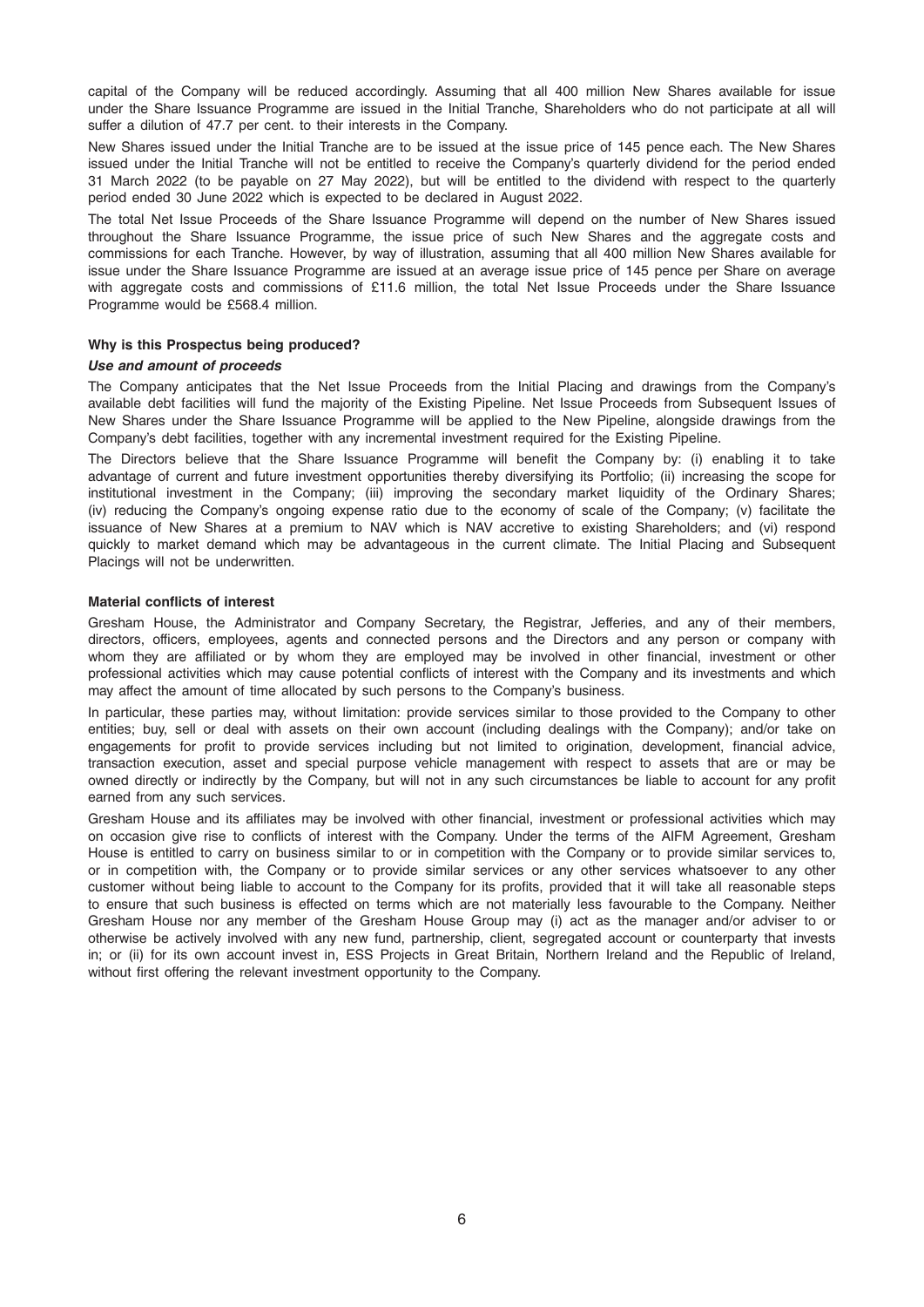capital of the Company will be reduced accordingly. Assuming that all 400 million New Shares available for issue under the Share Issuance Programme are issued in the Initial Tranche, Shareholders who do not participate at all will suffer a dilution of 47.7 per cent. to their interests in the Company.

New Shares issued under the Initial Tranche are to be issued at the issue price of 145 pence each. The New Shares issued under the Initial Tranche will not be entitled to receive the Company's quarterly dividend for the period ended 31 March 2022 (to be payable on 27 May 2022), but will be entitled to the dividend with respect to the quarterly period ended 30 June 2022 which is expected to be declared in August 2022.

The total Net Issue Proceeds of the Share Issuance Programme will depend on the number of New Shares issued throughout the Share Issuance Programme, the issue price of such New Shares and the aggregate costs and commissions for each Tranche. However, by way of illustration, assuming that all 400 million New Shares available for issue under the Share Issuance Programme are issued at an average issue price of 145 pence per Share on average with aggregate costs and commissions of £11.6 million, the total Net Issue Proceeds under the Share Issuance Programme would be £568.4 million.

**Why is this Prospectus being produced?**

***Use and amount of proceeds***

The Company anticipates that the Net Issue Proceeds from the Initial Placing and drawings from the Company's available debt facilities will fund the majority of the Existing Pipeline. Net Issue Proceeds from Subsequent Issues of New Shares under the Share Issuance Programme will be applied to the New Pipeline, alongside drawings from the Company's debt facilities, together with any incremental investment required for the Existing Pipeline.

The Directors believe that the Share Issuance Programme will benefit the Company by: (i) enabling it to take advantage of current and future investment opportunities thereby diversifying its Portfolio; (ii) increasing the scope for institutional investment in the Company; (iii) improving the secondary market liquidity of the Ordinary Shares; (iv) reducing the Company's ongoing expense ratio due to the economy of scale of the Company; (v) facilitate the issuance of New Shares at a premium to NAV which is NAV accretive to existing Shareholders; and (vi) respond quickly to market demand which may be advantageous in the current climate. The Initial Placing and Subsequent Placings will not be underwritten.

**Material conflicts of interest**

Gresham House, the Administrator and Company Secretary, the Registrar, Jefferies, and any of their members, directors, officers, employees, agents and connected persons and the Directors and any person or company with whom they are affiliated or by whom they are employed may be involved in other financial, investment or other professional activities which may cause potential conflicts of interest with the Company and its investments and which may affect the amount of time allocated by such persons to the Company's business.

In particular, these parties may, without limitation: provide services similar to those provided to the Company to other entities; buy, sell or deal with assets on their own account (including dealings with the Company); and/or take on engagements for profit to provide services including but not limited to origination, development, financial advice, transaction execution, asset and special purpose vehicle management with respect to assets that are or may be owned directly or indirectly by the Company, but will not in any such circumstances be liable to account for any profit earned from any such services.

Gresham House and its affiliates may be involved with other financial, investment or professional activities which may on occasion give rise to conflicts of interest with the Company. Under the terms of the AIFM Agreement, Gresham House is entitled to carry on business similar to or in competition with the Company or to provide similar services to, or in competition with, the Company or to provide similar services or any other services whatsoever to any other customer without being liable to account to the Company for its profits, provided that it will take all reasonable steps to ensure that such business is effected on terms which are not materially less favourable to the Company. Neither Gresham House nor any member of the Gresham House Group may (i) act as the manager and/or adviser to or otherwise be actively involved with any new fund, partnership, client, segregated account or counterparty that invests in; or (ii) for its own account invest in, ESS Projects in Great Britain, Northern Ireland and the Republic of Ireland, without first offering the relevant investment opportunity to the Company.